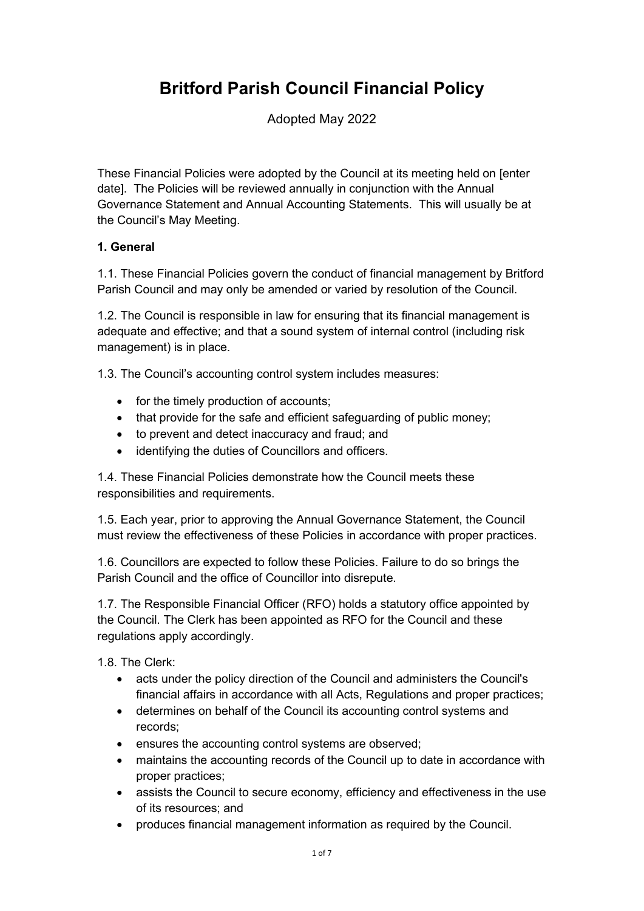# Britford Parish Council Financial Policy

Adopted May 2022

These Financial Policies were adopted by the Council at its meeting held on [enter date]. The Policies will be reviewed annually in conjunction with the Annual Governance Statement and Annual Accounting Statements. This will usually be at the Council's May Meeting.

**1. General**

1.1. These Financial Policies govern the conduct of financial management by Britford Parish Council and may only be amended or varied by resolution of the Council.

1.2. The Council is responsible in law for ensuring that its financial management is adequate and effective; and that a sound system of internal control (including risk management) is in place.

1.3. The Council's accounting control system includes measures:

- for the timely production of accounts;
- that provide for the safe and efficient safeguarding of public money;
- to prevent and detect inaccuracy and fraud; and
- identifying the duties of Councillors and officers.

1.4. These Financial Policies demonstrate how the Council meets these responsibilities and requirements.

1.5. Each year, prior to approving the Annual Governance Statement, the Council must review the effectiveness of these Policies in accordance with proper practices.

1.6. Councillors are expected to follow these Policies. Failure to do so brings the Parish Council and the office of Councillor into disrepute.

1.7. The Responsible Financial Officer (RFO) holds a statutory office appointed by the Council. The Clerk has been appointed as RFO for the Council and these regulations apply accordingly.

1.8. The Clerk:

- acts under the policy direction of the Council and administers the Council's financial affairs in accordance with all Acts, Regulations and proper practices;
- determines on behalf of the Council its accounting control systems and records;
- ensures the accounting control systems are observed;
- maintains the accounting records of the Council up to date in accordance with proper practices;
- assists the Council to secure economy, efficiency and effectiveness in the use of its resources; and
- produces financial management information as required by the Council.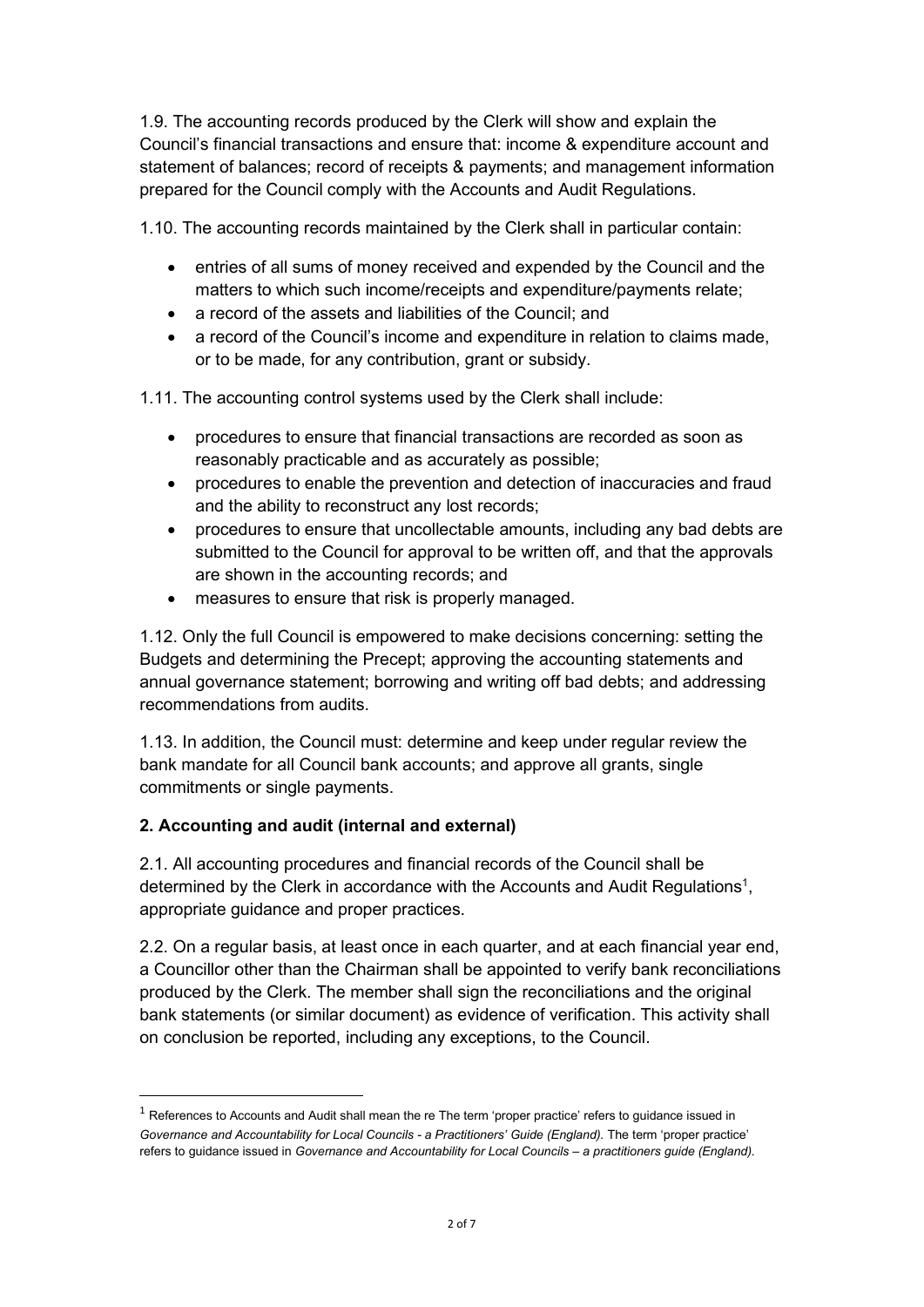1.9. The accounting records produced by the Clerk will show and explain the Council's financial transactions and ensure that: income & expenditure account and statement of balances; record of receipts & payments; and management information prepared for the Council comply with the Accounts and Audit Regulations.

1.10. The accounting records maintained by the Clerk shall in particular contain:

- entries of all sums of money received and expended by the Council and the matters to which such income/receipts and expenditure/payments relate;
- a record of the assets and liabilities of the Council; and
- a record of the Council's income and expenditure in relation to claims made, or to be made, for any contribution, grant or subsidy.

1.11. The accounting control systems used by the Clerk shall include:

- procedures to ensure that financial transactions are recorded as soon as reasonably practicable and as accurately as possible;
- procedures to enable the prevention and detection of inaccuracies and fraud and the ability to reconstruct any lost records;
- procedures to ensure that uncollectable amounts, including any bad debts are submitted to the Council for approval to be written off, and that the approvals are shown in the accounting records; and
- measures to ensure that risk is properly managed.

1.12. Only the full Council is empowered to make decisions concerning: setting the Budgets and determining the Precept; approving the accounting statements and annual governance statement; borrowing and writing off bad debts; and addressing recommendations from audits.

1.13. In addition, the Council must: determine and keep under regular review the bank mandate for all Council bank accounts; and approve all grants, single commitments or single payments.

## 2. Accounting and audit (internal and external)

2.1. All accounting procedures and financial records of the Council shall be determined by the Clerk in accordance with the Accounts and Audit Regulations[1], appropriate guidance and proper practices.

2.2. On a regular basis, at least once in each quarter, and at each financial year end, a Councillor other than the Chairman shall be appointed to verify bank reconciliations produced by the Clerk. The member shall sign the reconciliations and the original bank statements (or similar document) as evidence of verification. This activity shall on conclusion be reported, including any exceptions, to the Council.

---

[1] References to Accounts and Audit shall mean the re The term 'proper practice' refers to guidance issued in *Governance and Accountability for Local Councils - a Practitioners' Guide (England).* The term 'proper practice' refers to guidance issued in *Governance and Accountability for Local Councils – a practitioners guide (England).*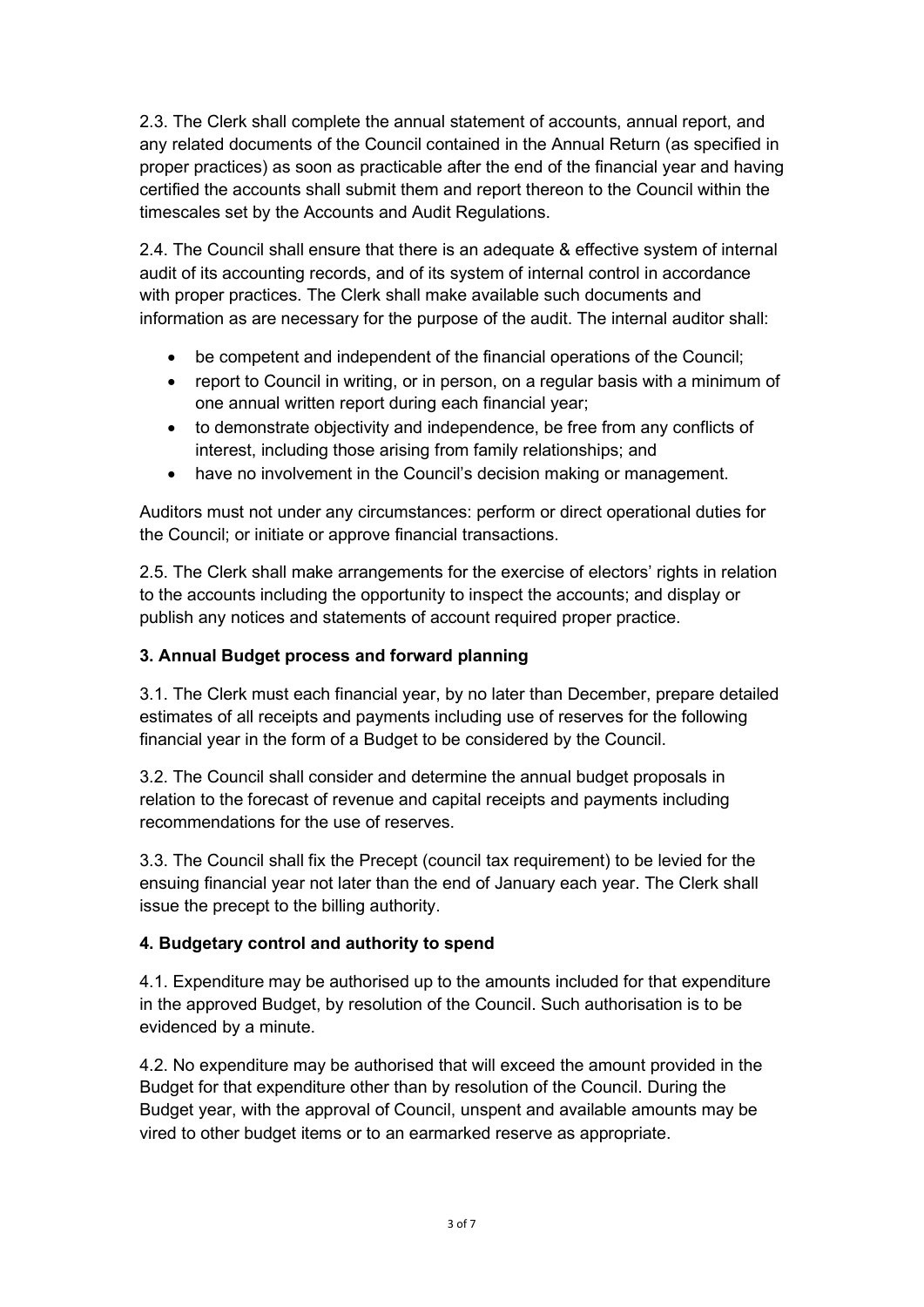2.3. The Clerk shall complete the annual statement of accounts, annual report, and any related documents of the Council contained in the Annual Return (as specified in proper practices) as soon as practicable after the end of the financial year and having certified the accounts shall submit them and report thereon to the Council within the timescales set by the Accounts and Audit Regulations.

2.4. The Council shall ensure that there is an adequate & effective system of internal audit of its accounting records, and of its system of internal control in accordance with proper practices. The Clerk shall make available such documents and information as are necessary for the purpose of the audit. The internal auditor shall:

- be competent and independent of the financial operations of the Council;
- report to Council in writing, or in person, on a regular basis with a minimum of one annual written report during each financial year;
- to demonstrate objectivity and independence, be free from any conflicts of interest, including those arising from family relationships; and
- have no involvement in the Council's decision making or management.

Auditors must not under any circumstances: perform or direct operational duties for the Council; or initiate or approve financial transactions.

2.5. The Clerk shall make arrangements for the exercise of electors' rights in relation to the accounts including the opportunity to inspect the accounts; and display or publish any notices and statements of account required proper practice.

### 3. Annual Budget process and forward planning

3.1. The Clerk must each financial year, by no later than December, prepare detailed estimates of all receipts and payments including use of reserves for the following financial year in the form of a Budget to be considered by the Council.

3.2. The Council shall consider and determine the annual budget proposals in relation to the forecast of revenue and capital receipts and payments including recommendations for the use of reserves.

3.3. The Council shall fix the Precept (council tax requirement) to be levied for the ensuing financial year not later than the end of January each year. The Clerk shall issue the precept to the billing authority.

### 4. Budgetary control and authority to spend

4.1. Expenditure may be authorised up to the amounts included for that expenditure in the approved Budget, by resolution of the Council. Such authorisation is to be evidenced by a minute.

4.2. No expenditure may be authorised that will exceed the amount provided in the Budget for that expenditure other than by resolution of the Council. During the Budget year, with the approval of Council, unspent and available amounts may be vired to other budget items or to an earmarked reserve as appropriate.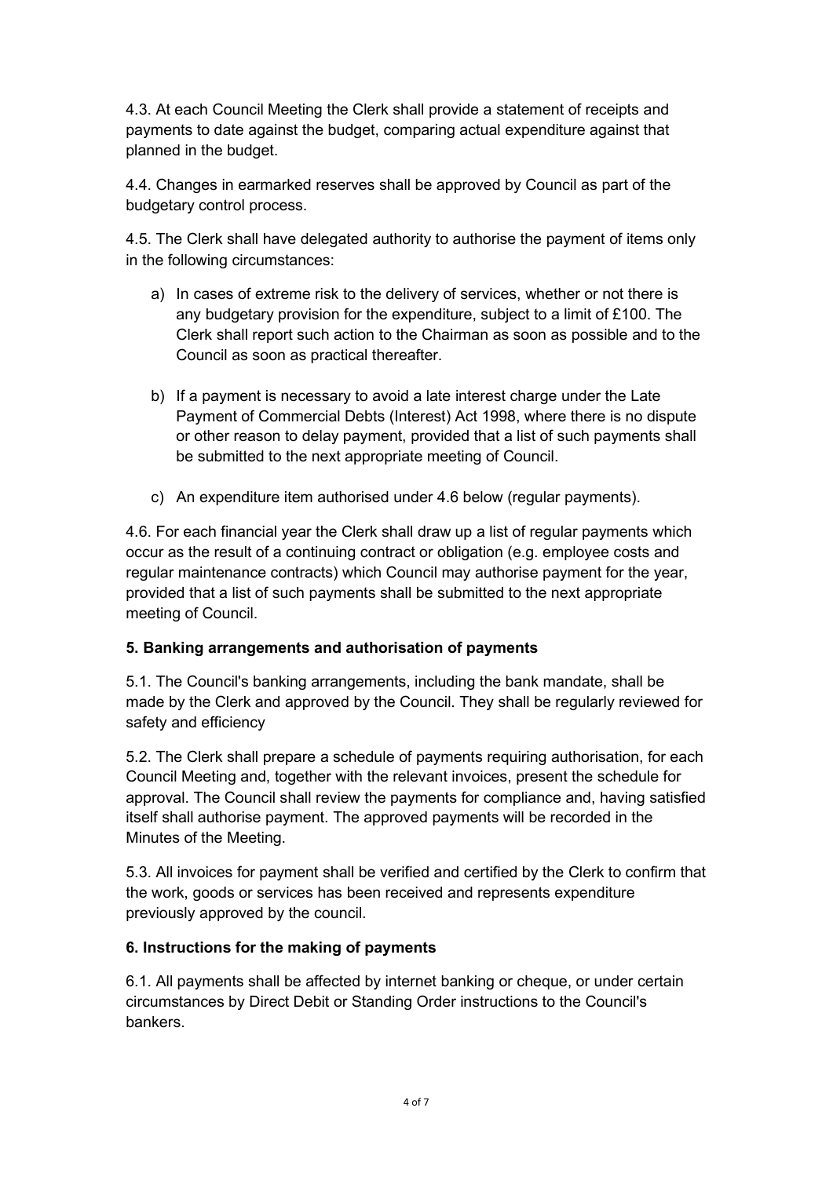4.3. At each Council Meeting the Clerk shall provide a statement of receipts and payments to date against the budget, comparing actual expenditure against that planned in the budget.

4.4. Changes in earmarked reserves shall be approved by Council as part of the budgetary control process.

4.5. The Clerk shall have delegated authority to authorise the payment of items only in the following circumstances:

a) In cases of extreme risk to the delivery of services, whether or not there is any budgetary provision for the expenditure, subject to a limit of £100. The Clerk shall report such action to the Chairman as soon as possible and to the Council as soon as practical thereafter.

b) If a payment is necessary to avoid a late interest charge under the Late Payment of Commercial Debts (Interest) Act 1998, where there is no dispute or other reason to delay payment, provided that a list of such payments shall be submitted to the next appropriate meeting of Council.

c) An expenditure item authorised under 4.6 below (regular payments).

4.6. For each financial year the Clerk shall draw up a list of regular payments which occur as the result of a continuing contract or obligation (e.g. employee costs and regular maintenance contracts) which Council may authorise payment for the year, provided that a list of such payments shall be submitted to the next appropriate meeting of Council.

**5. Banking arrangements and authorisation of payments**

5.1. The Council's banking arrangements, including the bank mandate, shall be made by the Clerk and approved by the Council. They shall be regularly reviewed for safety and efficiency

5.2. The Clerk shall prepare a schedule of payments requiring authorisation, for each Council Meeting and, together with the relevant invoices, present the schedule for approval. The Council shall review the payments for compliance and, having satisfied itself shall authorise payment. The approved payments will be recorded in the Minutes of the Meeting.

5.3. All invoices for payment shall be verified and certified by the Clerk to confirm that the work, goods or services has been received and represents expenditure previously approved by the council.

**6. Instructions for the making of payments**

6.1. All payments shall be affected by internet banking or cheque, or under certain circumstances by Direct Debit or Standing Order instructions to the Council's bankers.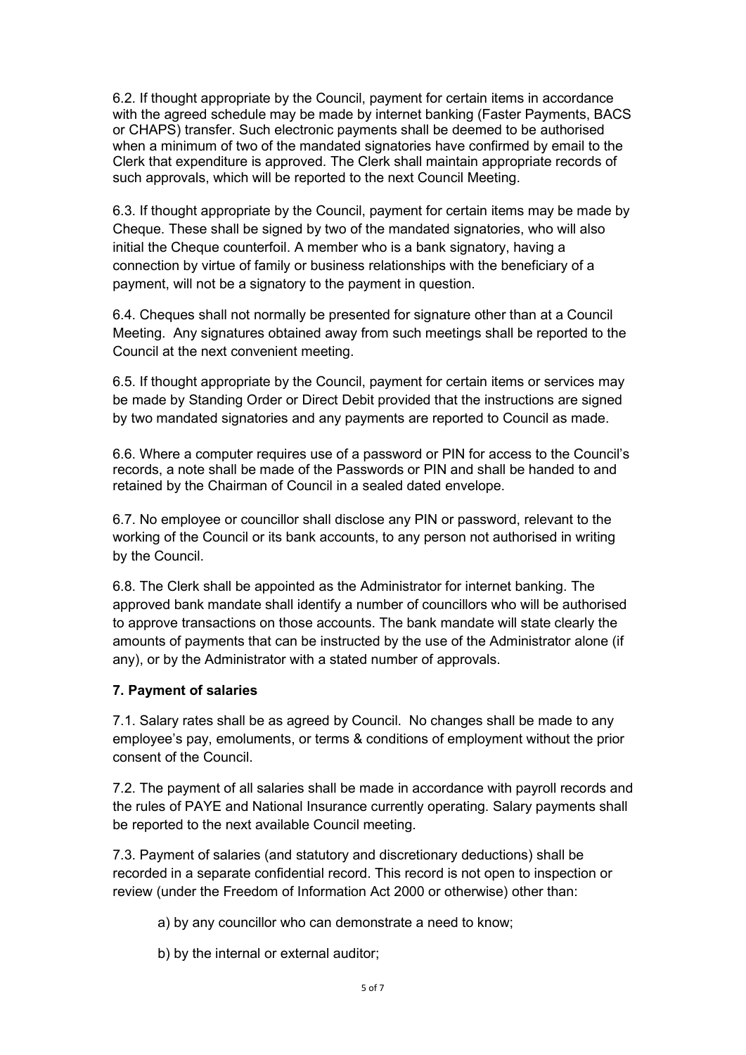6.2. If thought appropriate by the Council, payment for certain items in accordance with the agreed schedule may be made by internet banking (Faster Payments, BACS or CHAPS) transfer. Such electronic payments shall be deemed to be authorised when a minimum of two of the mandated signatories have confirmed by email to the Clerk that expenditure is approved. The Clerk shall maintain appropriate records of such approvals, which will be reported to the next Council Meeting.

6.3. If thought appropriate by the Council, payment for certain items may be made by Cheque. These shall be signed by two of the mandated signatories, who will also initial the Cheque counterfoil. A member who is a bank signatory, having a connection by virtue of family or business relationships with the beneficiary of a payment, will not be a signatory to the payment in question.

6.4. Cheques shall not normally be presented for signature other than at a Council Meeting. Any signatures obtained away from such meetings shall be reported to the Council at the next convenient meeting.

6.5. If thought appropriate by the Council, payment for certain items or services may be made by Standing Order or Direct Debit provided that the instructions are signed by two mandated signatories and any payments are reported to Council as made.

6.6. Where a computer requires use of a password or PIN for access to the Council's records, a note shall be made of the Passwords or PIN and shall be handed to and retained by the Chairman of Council in a sealed dated envelope.

6.7. No employee or councillor shall disclose any PIN or password, relevant to the working of the Council or its bank accounts, to any person not authorised in writing by the Council.

6.8. The Clerk shall be appointed as the Administrator for internet banking. The approved bank mandate shall identify a number of councillors who will be authorised to approve transactions on those accounts. The bank mandate will state clearly the amounts of payments that can be instructed by the use of the Administrator alone (if any), or by the Administrator with a stated number of approvals.

**7. Payment of salaries**

7.1. Salary rates shall be as agreed by Council. No changes shall be made to any employee's pay, emoluments, or terms & conditions of employment without the prior consent of the Council.

7.2. The payment of all salaries shall be made in accordance with payroll records and the rules of PAYE and National Insurance currently operating. Salary payments shall be reported to the next available Council meeting.

7.3. Payment of salaries (and statutory and discretionary deductions) shall be recorded in a separate confidential record. This record is not open to inspection or review (under the Freedom of Information Act 2000 or otherwise) other than:

a) by any councillor who can demonstrate a need to know;

b) by the internal or external auditor;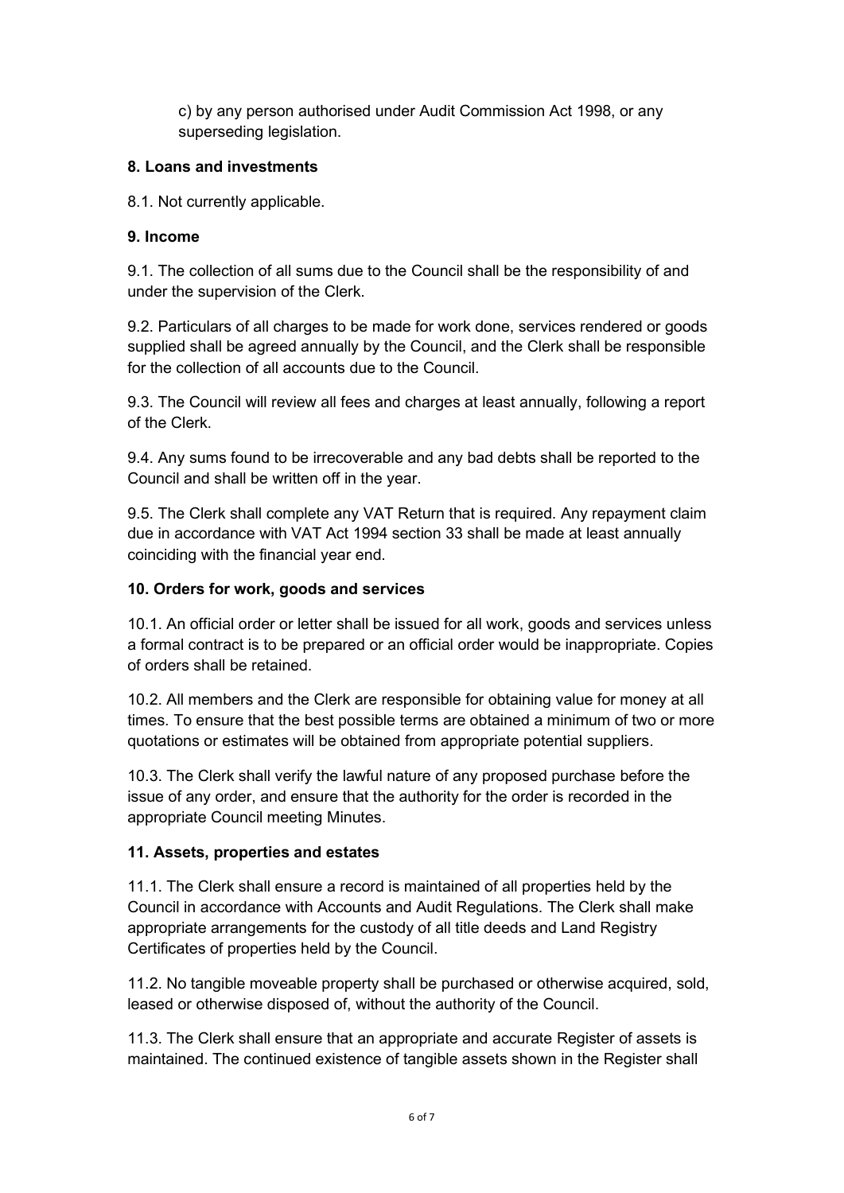c) by any person authorised under Audit Commission Act 1998, or any superseding legislation.

**8. Loans and investments**

8.1. Not currently applicable.

**9. Income**

9.1. The collection of all sums due to the Council shall be the responsibility of and under the supervision of the Clerk.

9.2. Particulars of all charges to be made for work done, services rendered or goods supplied shall be agreed annually by the Council, and the Clerk shall be responsible for the collection of all accounts due to the Council.

9.3. The Council will review all fees and charges at least annually, following a report of the Clerk.

9.4. Any sums found to be irrecoverable and any bad debts shall be reported to the Council and shall be written off in the year.

9.5. The Clerk shall complete any VAT Return that is required. Any repayment claim due in accordance with VAT Act 1994 section 33 shall be made at least annually coinciding with the financial year end.

**10. Orders for work, goods and services**

10.1. An official order or letter shall be issued for all work, goods and services unless a formal contract is to be prepared or an official order would be inappropriate. Copies of orders shall be retained.

10.2. All members and the Clerk are responsible for obtaining value for money at all times. To ensure that the best possible terms are obtained a minimum of two or more quotations or estimates will be obtained from appropriate potential suppliers.

10.3. The Clerk shall verify the lawful nature of any proposed purchase before the issue of any order, and ensure that the authority for the order is recorded in the appropriate Council meeting Minutes.

**11. Assets, properties and estates**

11.1. The Clerk shall ensure a record is maintained of all properties held by the Council in accordance with Accounts and Audit Regulations. The Clerk shall make appropriate arrangements for the custody of all title deeds and Land Registry Certificates of properties held by the Council.

11.2. No tangible moveable property shall be purchased or otherwise acquired, sold, leased or otherwise disposed of, without the authority of the Council.

11.3. The Clerk shall ensure that an appropriate and accurate Register of assets is maintained. The continued existence of tangible assets shown in the Register shall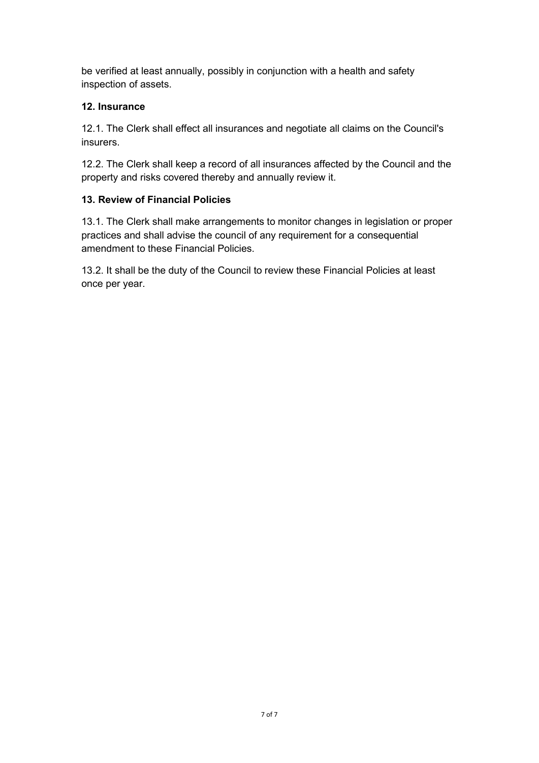be verified at least annually, possibly in conjunction with a health and safety inspection of assets.

### 12. Insurance

12.1. The Clerk shall effect all insurances and negotiate all claims on the Council's insurers.

12.2. The Clerk shall keep a record of all insurances affected by the Council and the property and risks covered thereby and annually review it.

### 13. Review of Financial Policies

13.1. The Clerk shall make arrangements to monitor changes in legislation or proper practices and shall advise the council of any requirement for a consequential amendment to these Financial Policies.

13.2. It shall be the duty of the Council to review these Financial Policies at least once per year.